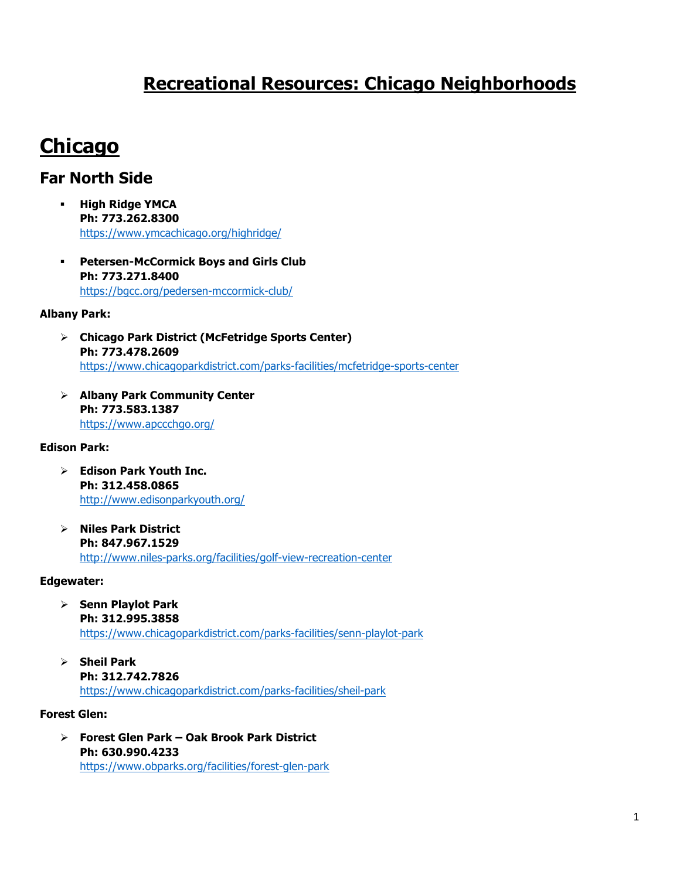# Recreational Resources: Chicago Neighborhoods

# Chicago

## Far North Side

- **High Ridge YMCA**
  **Ph: 773.262.8300**
  https://www.ymcachicago.org/highridge/

- **Petersen-McCormick Boys and Girls Club**
  **Ph: 773.271.8400**
  https://bgcc.org/pedersen-mccormick-club/

**Albany Park:**

- **Chicago Park District (McFetridge Sports Center)**
  **Ph: 773.478.2609**
  https://www.chicagoparkdistrict.com/parks-facilities/mcfetridge-sports-center

- **Albany Park Community Center**
  **Ph: 773.583.1387**
  https://www.apccchgo.org/

**Edison Park:**

- **Edison Park Youth Inc.**
  **Ph: 312.458.0865**
  http://www.edisonparkyouth.org/

- **Niles Park District**
  **Ph: 847.967.1529**
  http://www.niles-parks.org/facilities/golf-view-recreation-center

**Edgewater:**

- **Senn Playlot Park**
  **Ph: 312.995.3858**
  https://www.chicagoparkdistrict.com/parks-facilities/senn-playlot-park

- **Sheil Park**
  **Ph: 312.742.7826**
  https://www.chicagoparkdistrict.com/parks-facilities/sheil-park

**Forest Glen:**

- **Forest Glen Park – Oak Brook Park District**
  **Ph: 630.990.4233**
  https://www.obparks.org/facilities/forest-glen-park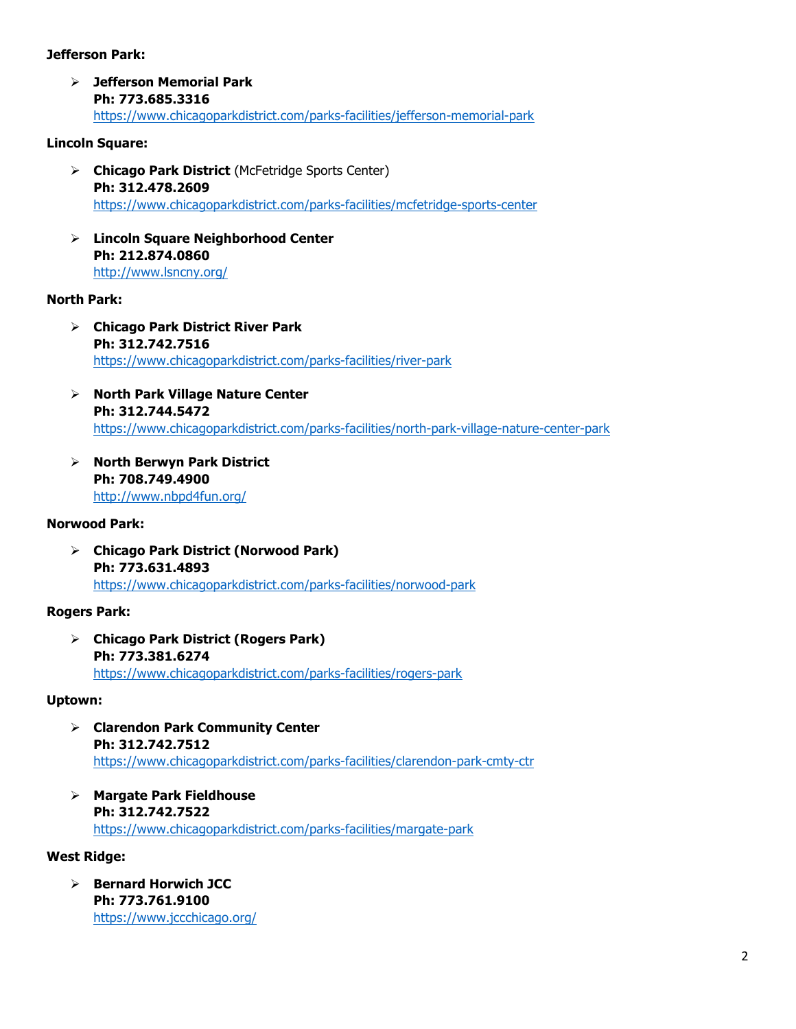**Jefferson Park:**

- **Jefferson Memorial Park**
  **Ph: 773.685.3316**
  https://www.chicagoparkdistrict.com/parks-facilities/jefferson-memorial-park

**Lincoln Square:**

- **Chicago Park District** (McFetridge Sports Center)
  **Ph: 312.478.2609**
  https://www.chicagoparkdistrict.com/parks-facilities/mcfetridge-sports-center

- **Lincoln Square Neighborhood Center**
  **Ph: 212.874.0860**
  http://www.lsncny.org/

**North Park:**

- **Chicago Park District River Park**
  **Ph: 312.742.7516**
  https://www.chicagoparkdistrict.com/parks-facilities/river-park

- **North Park Village Nature Center**
  **Ph: 312.744.5472**
  https://www.chicagoparkdistrict.com/parks-facilities/north-park-village-nature-center-park

- **North Berwyn Park District**
  **Ph: 708.749.4900**
  http://www.nbpd4fun.org/

**Norwood Park:**

- **Chicago Park District (Norwood Park)**
  **Ph: 773.631.4893**
  https://www.chicagoparkdistrict.com/parks-facilities/norwood-park

**Rogers Park:**

- **Chicago Park District (Rogers Park)**
  **Ph: 773.381.6274**
  https://www.chicagoparkdistrict.com/parks-facilities/rogers-park

**Uptown:**

- **Clarendon Park Community Center**
  **Ph: 312.742.7512**
  https://www.chicagoparkdistrict.com/parks-facilities/clarendon-park-cmty-ctr

- **Margate Park Fieldhouse**
  **Ph: 312.742.7522**
  https://www.chicagoparkdistrict.com/parks-facilities/margate-park

**West Ridge:**

- **Bernard Horwich JCC**
  **Ph: 773.761.9100**
  https://www.jccchicago.org/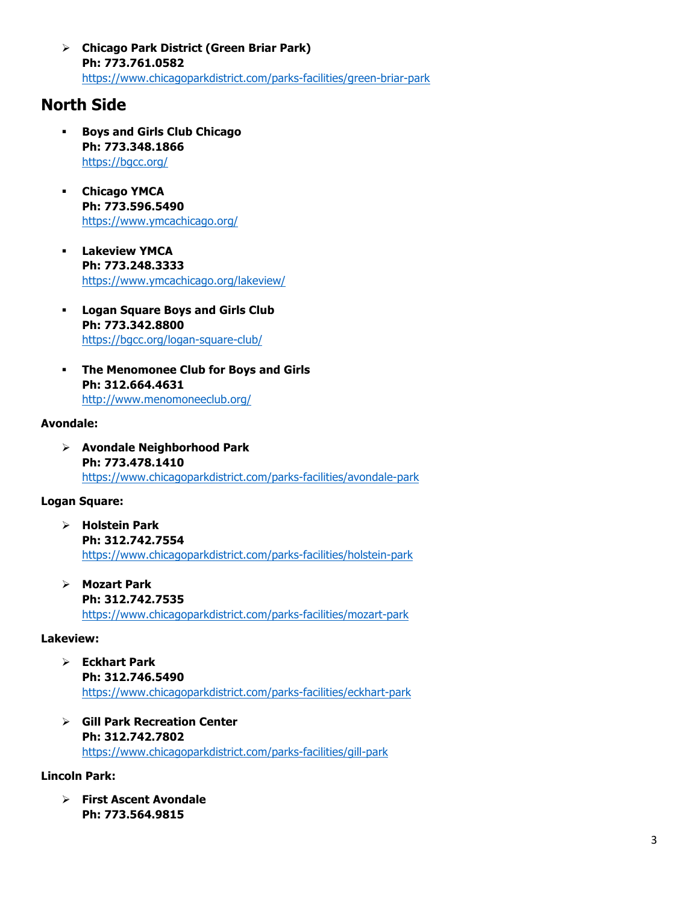- **Chicago Park District (Green Briar Park)**
  **Ph: 773.761.0582**
  https://www.chicagoparkdistrict.com/parks-facilities/green-briar-park

## North Side

- **Boys and Girls Club Chicago**
  **Ph: 773.348.1866**
  https://bgcc.org/

- **Chicago YMCA**
  **Ph: 773.596.5490**
  https://www.ymcachicago.org/

- **Lakeview YMCA**
  **Ph: 773.248.3333**
  https://www.ymcachicago.org/lakeview/

- **Logan Square Boys and Girls Club**
  **Ph: 773.342.8800**
  https://bgcc.org/logan-square-club/

- **The Menomonee Club for Boys and Girls**
  **Ph: 312.664.4631**
  http://www.menomoneeclub.org/

**Avondale:**

- **Avondale Neighborhood Park**
  **Ph: 773.478.1410**
  https://www.chicagoparkdistrict.com/parks-facilities/avondale-park

**Logan Square:**

- **Holstein Park**
  **Ph: 312.742.7554**
  https://www.chicagoparkdistrict.com/parks-facilities/holstein-park

- **Mozart Park**
  **Ph: 312.742.7535**
  https://www.chicagoparkdistrict.com/parks-facilities/mozart-park

**Lakeview:**

- **Eckhart Park**
  **Ph: 312.746.5490**
  https://www.chicagoparkdistrict.com/parks-facilities/eckhart-park

- **Gill Park Recreation Center**
  **Ph: 312.742.7802**
  https://www.chicagoparkdistrict.com/parks-facilities/gill-park

**Lincoln Park:**

- **First Ascent Avondale**
  **Ph: 773.564.9815**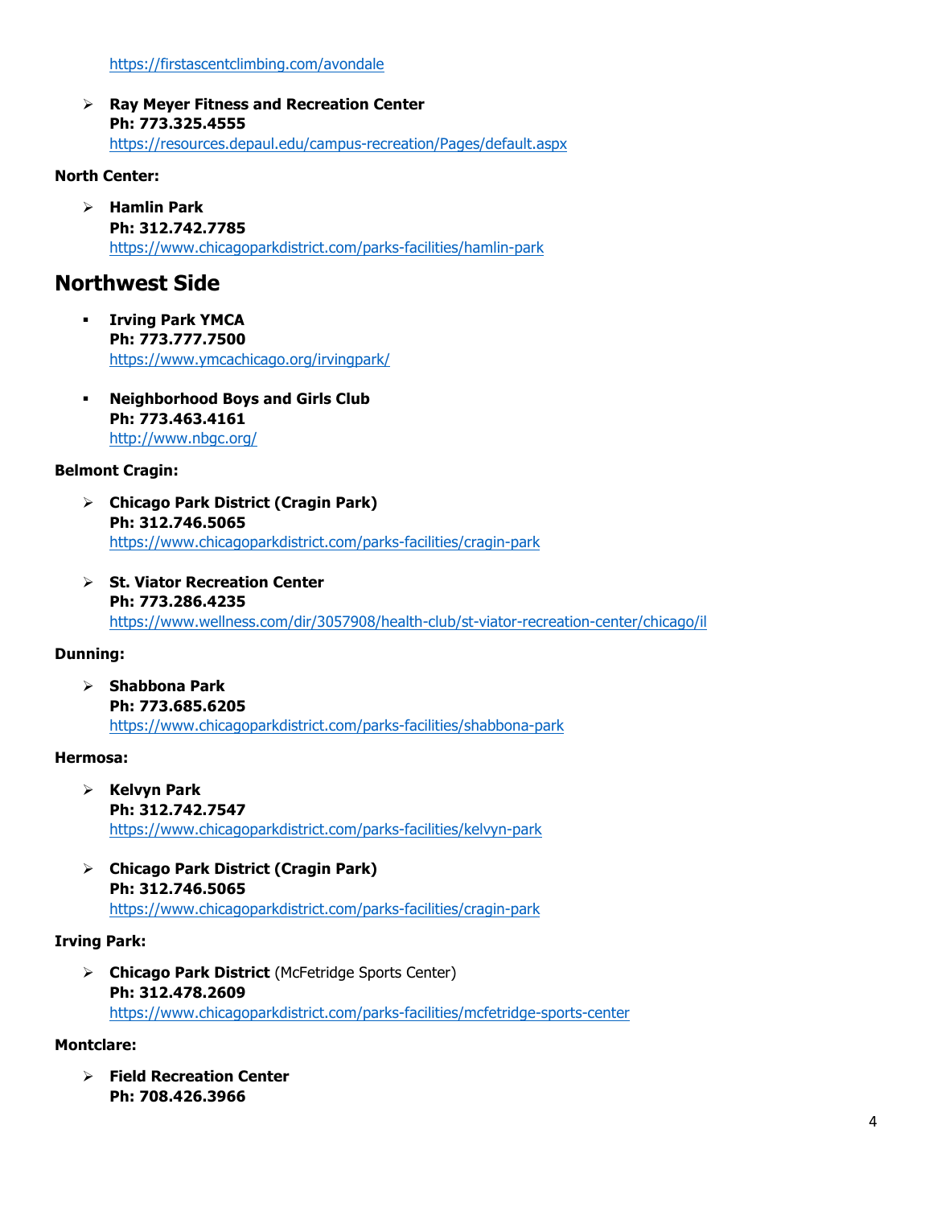https://firstascentclimbing.com/avondale

- **Ray Meyer Fitness and Recreation Center**
  **Ph: 773.325.4555**
  https://resources.depaul.edu/campus-recreation/Pages/default.aspx

**North Center:**

- **Hamlin Park**
  **Ph: 312.742.7785**
  https://www.chicagoparkdistrict.com/parks-facilities/hamlin-park

## Northwest Side

- **Irving Park YMCA**
  **Ph: 773.777.7500**
  https://www.ymcachicago.org/irvingpark/

- **Neighborhood Boys and Girls Club**
  **Ph: 773.463.4161**
  http://www.nbgc.org/

**Belmont Cragin:**

- **Chicago Park District (Cragin Park)**
  **Ph: 312.746.5065**
  https://www.chicagoparkdistrict.com/parks-facilities/cragin-park

- **St. Viator Recreation Center**
  **Ph: 773.286.4235**
  https://www.wellness.com/dir/3057908/health-club/st-viator-recreation-center/chicago/il

**Dunning:**

- **Shabbona Park**
  **Ph: 773.685.6205**
  https://www.chicagoparkdistrict.com/parks-facilities/shabbona-park

**Hermosa:**

- **Kelvyn Park**
  **Ph: 312.742.7547**
  https://www.chicagoparkdistrict.com/parks-facilities/kelvyn-park

- **Chicago Park District (Cragin Park)**
  **Ph: 312.746.5065**
  https://www.chicagoparkdistrict.com/parks-facilities/cragin-park

**Irving Park:**

- **Chicago Park District** (McFetridge Sports Center)
  **Ph: 312.478.2609**
  https://www.chicagoparkdistrict.com/parks-facilities/mcfetridge-sports-center

**Montclare:**

- **Field Recreation Center**
  **Ph: 708.426.3966**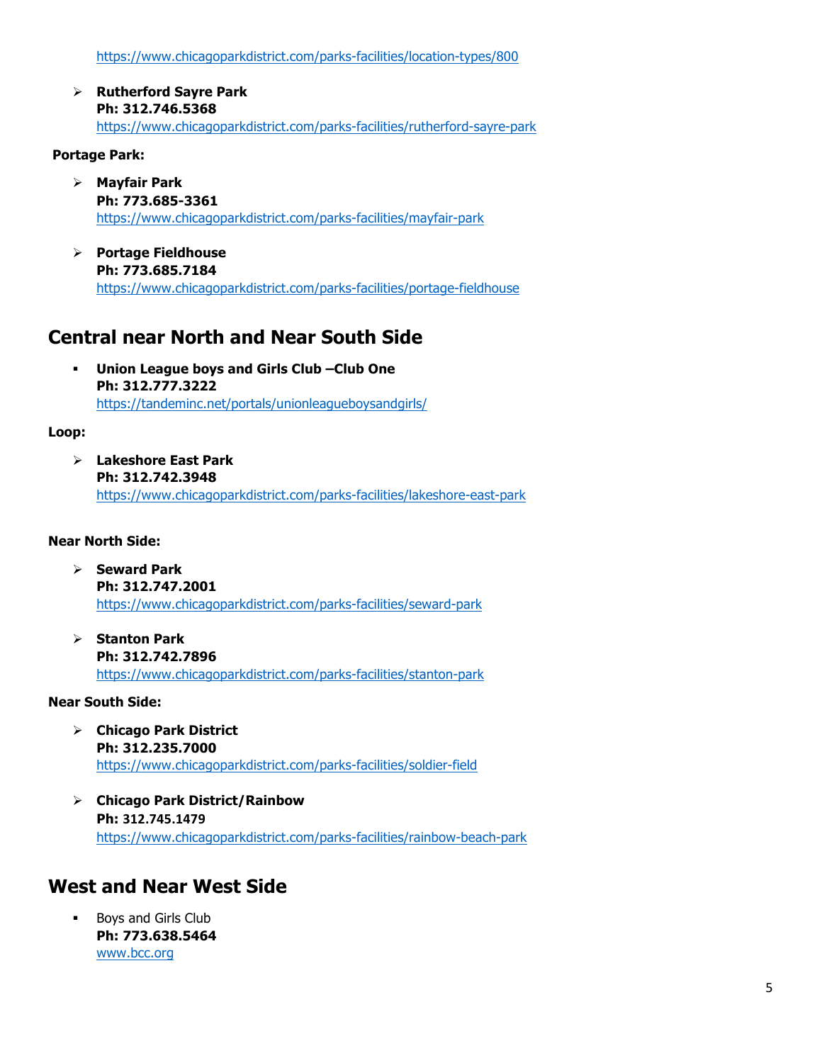https://www.chicagoparkdistrict.com/parks-facilities/location-types/800

- **Rutherford Sayre Park**
  **Ph: 312.746.5368**
  https://www.chicagoparkdistrict.com/parks-facilities/rutherford-sayre-park

**Portage Park:**

- **Mayfair Park**
  **Ph: 773.685-3361**
  https://www.chicagoparkdistrict.com/parks-facilities/mayfair-park

- **Portage Fieldhouse**
  **Ph: 773.685.7184**
  https://www.chicagoparkdistrict.com/parks-facilities/portage-fieldhouse

## Central near North and Near South Side

- **Union League boys and Girls Club –Club One**
  **Ph: 312.777.3222**
  https://tandeminc.net/portals/unionleagueboysandgirls/

**Loop:**

- **Lakeshore East Park**
  **Ph: 312.742.3948**
  https://www.chicagoparkdistrict.com/parks-facilities/lakeshore-east-park

**Near North Side:**

- **Seward Park**
  **Ph: 312.747.2001**
  https://www.chicagoparkdistrict.com/parks-facilities/seward-park

- **Stanton Park**
  **Ph: 312.742.7896**
  https://www.chicagoparkdistrict.com/parks-facilities/stanton-park

**Near South Side:**

- **Chicago Park District**
  **Ph: 312.235.7000**
  https://www.chicagoparkdistrict.com/parks-facilities/soldier-field

- **Chicago Park District/Rainbow**
  **Ph:** 312.745.1479
  https://www.chicagoparkdistrict.com/parks-facilities/rainbow-beach-park

## West and Near West Side

- Boys and Girls Club
  **Ph: 773.638.5464**
  www.bcc.org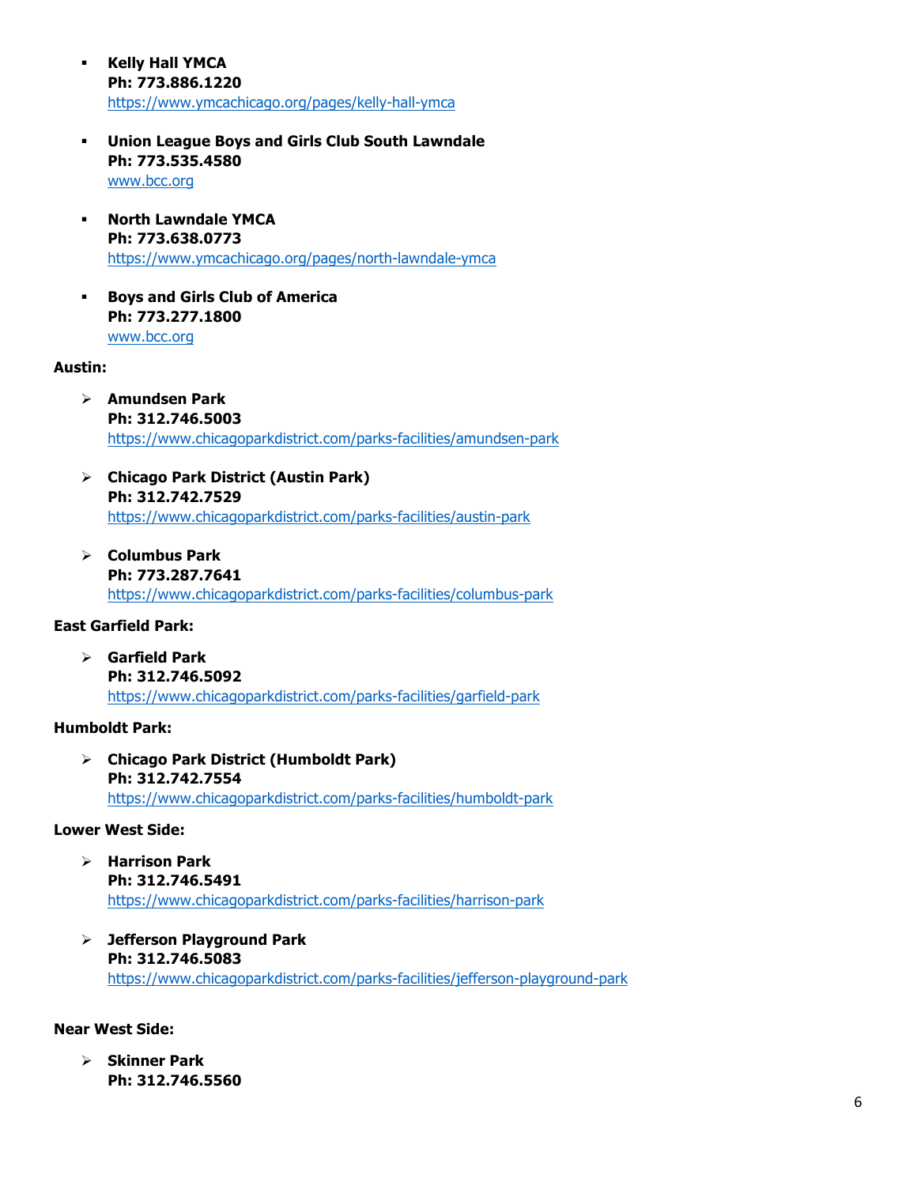- **Kelly Hall YMCA**
  **Ph: 773.886.1220**
  https://www.ymcachicago.org/pages/kelly-hall-ymca

- **Union League Boys and Girls Club South Lawndale**
  **Ph: 773.535.4580**
  www.bcc.org

- **North Lawndale YMCA**
  **Ph: 773.638.0773**
  https://www.ymcachicago.org/pages/north-lawndale-ymca

- **Boys and Girls Club of America**
  **Ph: 773.277.1800**
  www.bcc.org

**Austin:**

- **Amundsen Park**
  **Ph: 312.746.5003**
  https://www.chicagoparkdistrict.com/parks-facilities/amundsen-park

- **Chicago Park District (Austin Park)**
  **Ph: 312.742.7529**
  https://www.chicagoparkdistrict.com/parks-facilities/austin-park

- **Columbus Park**
  **Ph: 773.287.7641**
  https://www.chicagoparkdistrict.com/parks-facilities/columbus-park

**East Garfield Park:**

- **Garfield Park**
  **Ph: 312.746.5092**
  https://www.chicagoparkdistrict.com/parks-facilities/garfield-park

**Humboldt Park:**

- **Chicago Park District (Humboldt Park)**
  **Ph: 312.742.7554**
  https://www.chicagoparkdistrict.com/parks-facilities/humboldt-park

**Lower West Side:**

- **Harrison Park**
  **Ph: 312.746.5491**
  https://www.chicagoparkdistrict.com/parks-facilities/harrison-park

- **Jefferson Playground Park**
  **Ph: 312.746.5083**
  https://www.chicagoparkdistrict.com/parks-facilities/jefferson-playground-park

**Near West Side:**

- **Skinner Park**
  **Ph: 312.746.5560**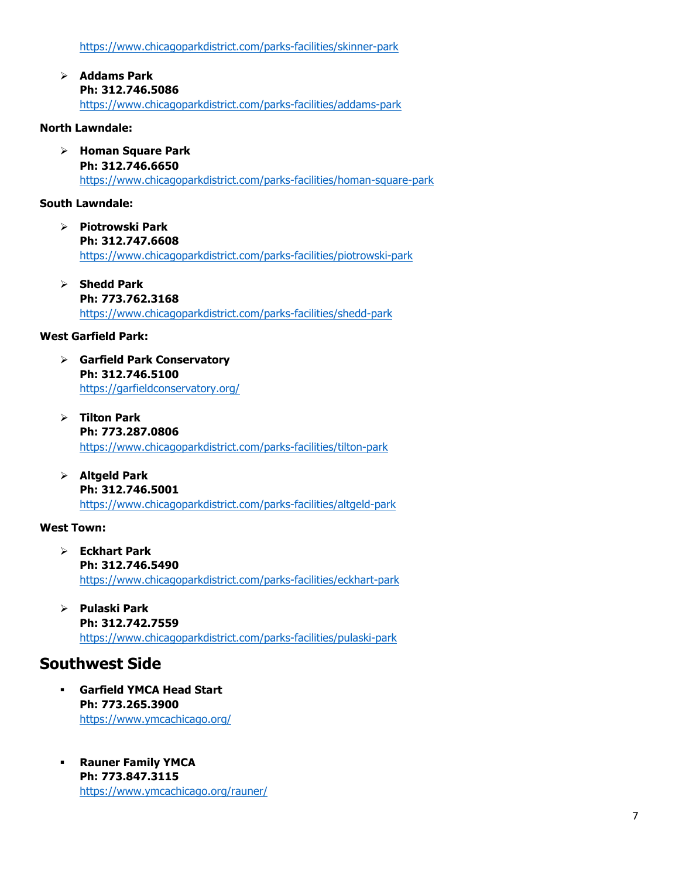https://www.chicagoparkdistrict.com/parks-facilities/skinner-park

- **Addams Park**
  **Ph: 312.746.5086**
  https://www.chicagoparkdistrict.com/parks-facilities/addams-park

**North Lawndale:**

- **Homan Square Park**
  **Ph: 312.746.6650**
  https://www.chicagoparkdistrict.com/parks-facilities/homan-square-park

**South Lawndale:**

- **Piotrowski Park**
  **Ph: 312.747.6608**
  https://www.chicagoparkdistrict.com/parks-facilities/piotrowski-park

- **Shedd Park**
  **Ph: 773.762.3168**
  https://www.chicagoparkdistrict.com/parks-facilities/shedd-park

**West Garfield Park:**

- **Garfield Park Conservatory**
  **Ph: 312.746.5100**
  https://garfieldconservatory.org/

- **Tilton Park**
  **Ph: 773.287.0806**
  https://www.chicagoparkdistrict.com/parks-facilities/tilton-park

- **Altgeld Park**
  **Ph: 312.746.5001**
  https://www.chicagoparkdistrict.com/parks-facilities/altgeld-park

**West Town:**

- **Eckhart Park**
  **Ph: 312.746.5490**
  https://www.chicagoparkdistrict.com/parks-facilities/eckhart-park

- **Pulaski Park**
  **Ph: 312.742.7559**
  https://www.chicagoparkdistrict.com/parks-facilities/pulaski-park

## Southwest Side

- **Garfield YMCA Head Start**
  **Ph: 773.265.3900**
  https://www.ymcachicago.org/

- **Rauner Family YMCA**
  **Ph: 773.847.3115**
  https://www.ymcachicago.org/rauner/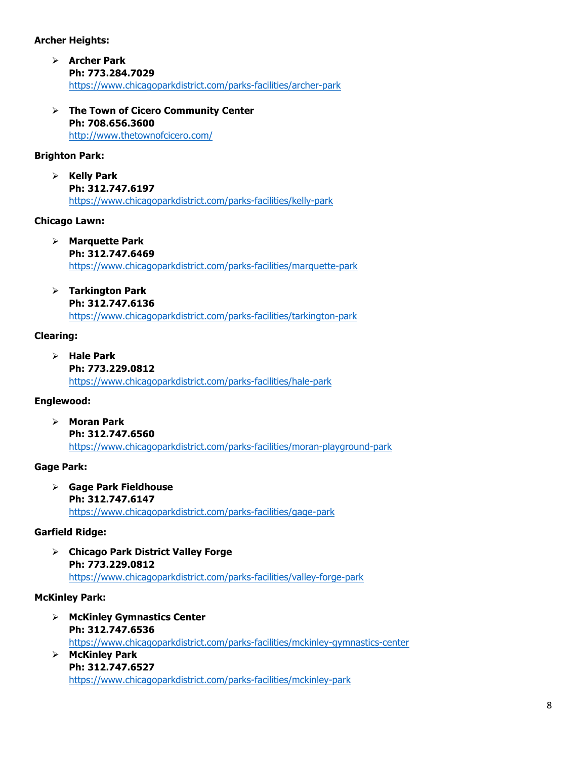**Archer Heights:**

- **Archer Park**
  **Ph: 773.284.7029**
  https://www.chicagoparkdistrict.com/parks-facilities/archer-park

- **The Town of Cicero Community Center**
  **Ph: 708.656.3600**
  http://www.thetownofcicero.com/

**Brighton Park:**

- **Kelly Park**
  **Ph: 312.747.6197**
  https://www.chicagoparkdistrict.com/parks-facilities/kelly-park

**Chicago Lawn:**

- **Marquette Park**
  **Ph: 312.747.6469**
  https://www.chicagoparkdistrict.com/parks-facilities/marquette-park

- **Tarkington Park**
  **Ph: 312.747.6136**
  https://www.chicagoparkdistrict.com/parks-facilities/tarkington-park

**Clearing:**

- **Hale Park**
  **Ph: 773.229.0812**
  https://www.chicagoparkdistrict.com/parks-facilities/hale-park

**Englewood:**

- **Moran Park**
  **Ph: 312.747.6560**
  https://www.chicagoparkdistrict.com/parks-facilities/moran-playground-park

**Gage Park:**

- **Gage Park Fieldhouse**
  **Ph: 312.747.6147**
  https://www.chicagoparkdistrict.com/parks-facilities/gage-park

**Garfield Ridge:**

- **Chicago Park District Valley Forge**
  **Ph: 773.229.0812**
  https://www.chicagoparkdistrict.com/parks-facilities/valley-forge-park

**McKinley Park:**

- **McKinley Gymnastics Center**
  **Ph: 312.747.6536**
  https://www.chicagoparkdistrict.com/parks-facilities/mckinley-gymnastics-center
- **McKinley Park**
  **Ph: 312.747.6527**
  https://www.chicagoparkdistrict.com/parks-facilities/mckinley-park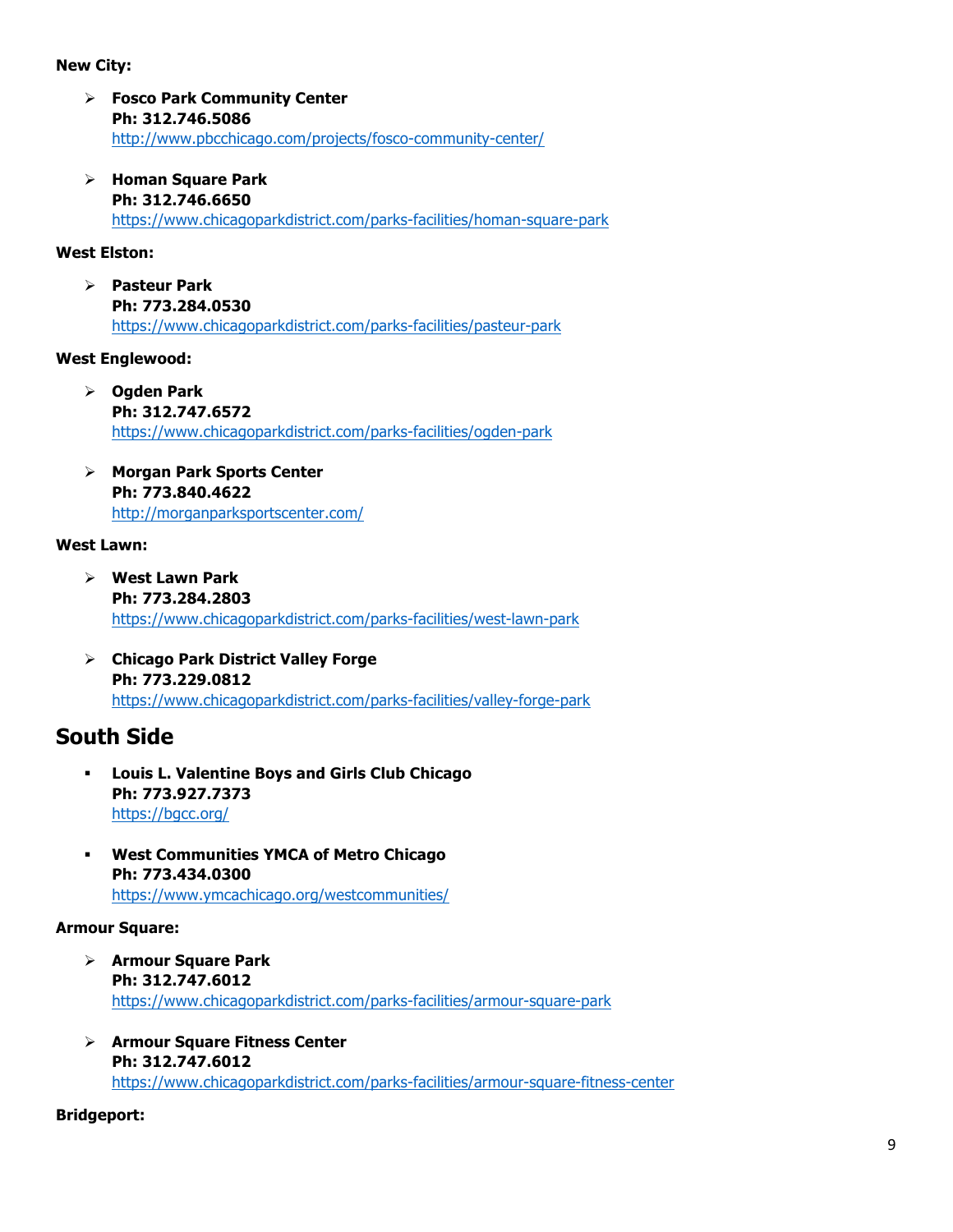**New City:**

- **Fosco Park Community Center**
  **Ph: 312.746.5086**
  http://www.pbcchicago.com/projects/fosco-community-center/

- **Homan Square Park**
  **Ph: 312.746.6650**
  https://www.chicagoparkdistrict.com/parks-facilities/homan-square-park

**West Elston:**

- **Pasteur Park**
  **Ph: 773.284.0530**
  https://www.chicagoparkdistrict.com/parks-facilities/pasteur-park

**West Englewood:**

- **Ogden Park**
  **Ph: 312.747.6572**
  https://www.chicagoparkdistrict.com/parks-facilities/ogden-park

- **Morgan Park Sports Center**
  **Ph: 773.840.4622**
  http://morganparksportscenter.com/

**West Lawn:**

- **West Lawn Park**
  **Ph: 773.284.2803**
  https://www.chicagoparkdistrict.com/parks-facilities/west-lawn-park

- **Chicago Park District Valley Forge**
  **Ph: 773.229.0812**
  https://www.chicagoparkdistrict.com/parks-facilities/valley-forge-park

## South Side

- **Louis L. Valentine Boys and Girls Club Chicago**
  **Ph: 773.927.7373**
  https://bgcc.org/

- **West Communities YMCA of Metro Chicago**
  **Ph: 773.434.0300**
  https://www.ymcachicago.org/westcommunities/

**Armour Square:**

- **Armour Square Park**
  **Ph: 312.747.6012**
  https://www.chicagoparkdistrict.com/parks-facilities/armour-square-park

- **Armour Square Fitness Center**
  **Ph: 312.747.6012**
  https://www.chicagoparkdistrict.com/parks-facilities/armour-square-fitness-center

**Bridgeport:**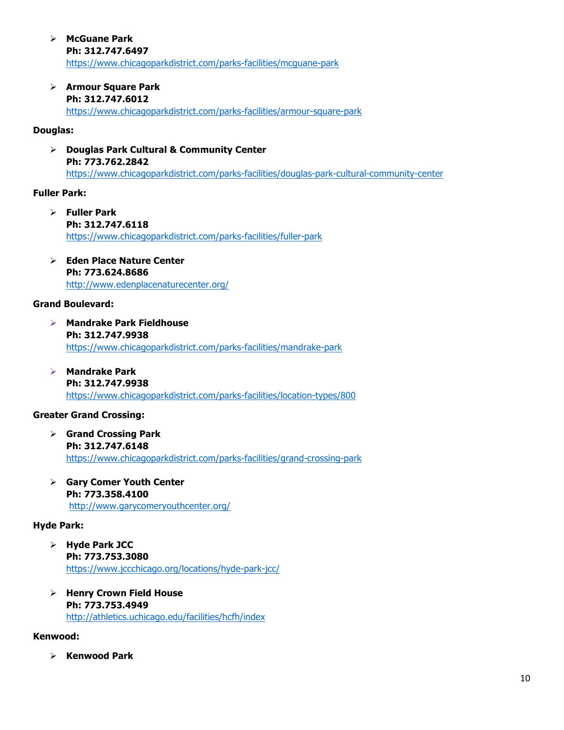- **McGuane Park**
  **Ph: 312.747.6497**
  https://www.chicagoparkdistrict.com/parks-facilities/mcguane-park

- **Armour Square Park**
  **Ph: 312.747.6012**
  https://www.chicagoparkdistrict.com/parks-facilities/armour-square-park

**Douglas:**

- **Douglas Park Cultural & Community Center**
  **Ph: 773.762.2842**
  https://www.chicagoparkdistrict.com/parks-facilities/douglas-park-cultural-community-center

**Fuller Park:**

- **Fuller Park**
  **Ph: 312.747.6118**
  https://www.chicagoparkdistrict.com/parks-facilities/fuller-park

- **Eden Place Nature Center**
  **Ph: 773.624.8686**
  http://www.edenplacenaturecenter.org/

**Grand Boulevard:**

- **Mandrake Park Fieldhouse**
  **Ph: 312.747.9938**
  https://www.chicagoparkdistrict.com/parks-facilities/mandrake-park

- **Mandrake Park**
  **Ph: 312.747.9938**
  https://www.chicagoparkdistrict.com/parks-facilities/location-types/800

**Greater Grand Crossing:**

- **Grand Crossing Park**
  **Ph: 312.747.6148**
  https://www.chicagoparkdistrict.com/parks-facilities/grand-crossing-park

- **Gary Comer Youth Center**
  **Ph: 773.358.4100**
  http://www.garycomeryouthcenter.org/

**Hyde Park:**

- **Hyde Park JCC**
  **Ph: 773.753.3080**
  https://www.jccchicago.org/locations/hyde-park-jcc/

- **Henry Crown Field House**
  **Ph: 773.753.4949**
  http://athletics.uchicago.edu/facilities/hcfh/index

**Kenwood:**

- **Kenwood Park**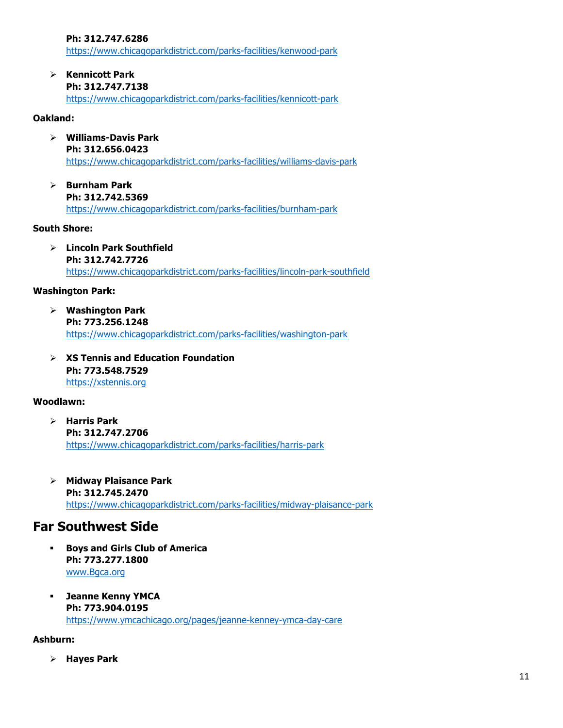**Ph: 312.747.6286**
https://www.chicagoparkdistrict.com/parks-facilities/kenwood-park

- **Kennicott Park**
  **Ph: 312.747.7138**
  https://www.chicagoparkdistrict.com/parks-facilities/kennicott-park

**Oakland:**

- **Williams-Davis Park**
  **Ph: 312.656.0423**
  https://www.chicagoparkdistrict.com/parks-facilities/williams-davis-park

- **Burnham Park**
  **Ph: 312.742.5369**
  https://www.chicagoparkdistrict.com/parks-facilities/burnham-park

**South Shore:**

- **Lincoln Park Southfield**
  **Ph: 312.742.7726**
  https://www.chicagoparkdistrict.com/parks-facilities/lincoln-park-southfield

**Washington Park:**

- **Washington Park**
  **Ph: 773.256.1248**
  https://www.chicagoparkdistrict.com/parks-facilities/washington-park

- **XS Tennis and Education Foundation**
  **Ph: 773.548.7529**
  https://xstennis.org

**Woodlawn:**

- **Harris Park**
  **Ph: 312.747.2706**
  https://www.chicagoparkdistrict.com/parks-facilities/harris-park

- **Midway Plaisance Park**
  **Ph: 312.745.2470**
  https://www.chicagoparkdistrict.com/parks-facilities/midway-plaisance-park

## Far Southwest Side

- **Boys and Girls Club of America**
  **Ph: 773.277.1800**
  www.Bgca.org

- **Jeanne Kenny YMCA**
  **Ph: 773.904.0195**
  https://www.ymcachicago.org/pages/jeanne-kenney-ymca-day-care

**Ashburn:**

- **Hayes Park**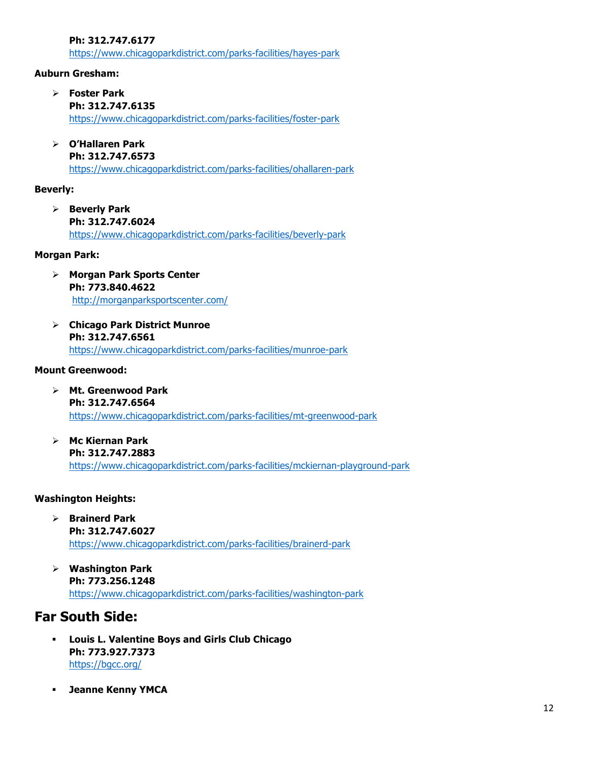**Ph: 312.747.6177**
https://www.chicagoparkdistrict.com/parks-facilities/hayes-park

**Auburn Gresham:**

- **Foster Park**
  **Ph: 312.747.6135**
  https://www.chicagoparkdistrict.com/parks-facilities/foster-park

- **O'Hallaren Park**
  **Ph: 312.747.6573**
  https://www.chicagoparkdistrict.com/parks-facilities/ohallaren-park

**Beverly:**

- **Beverly Park**
  **Ph: 312.747.6024**
  https://www.chicagoparkdistrict.com/parks-facilities/beverly-park

**Morgan Park:**

- **Morgan Park Sports Center**
  **Ph: 773.840.4622**
  http://morganparksportscenter.com/

- **Chicago Park District Munroe**
  **Ph: 312.747.6561**
  https://www.chicagoparkdistrict.com/parks-facilities/munroe-park

**Mount Greenwood:**

- **Mt. Greenwood Park**
  **Ph: 312.747.6564**
  https://www.chicagoparkdistrict.com/parks-facilities/mt-greenwood-park

- **Mc Kiernan Park**
  **Ph: 312.747.2883**
  https://www.chicagoparkdistrict.com/parks-facilities/mckiernan-playground-park

**Washington Heights:**

- **Brainerd Park**
  **Ph: 312.747.6027**
  https://www.chicagoparkdistrict.com/parks-facilities/brainerd-park

- **Washington Park**
  **Ph: 773.256.1248**
  https://www.chicagoparkdistrict.com/parks-facilities/washington-park

## Far South Side:

- **Louis L. Valentine Boys and Girls Club Chicago**
  **Ph: 773.927.7373**
  https://bgcc.org/

- **Jeanne Kenny YMCA**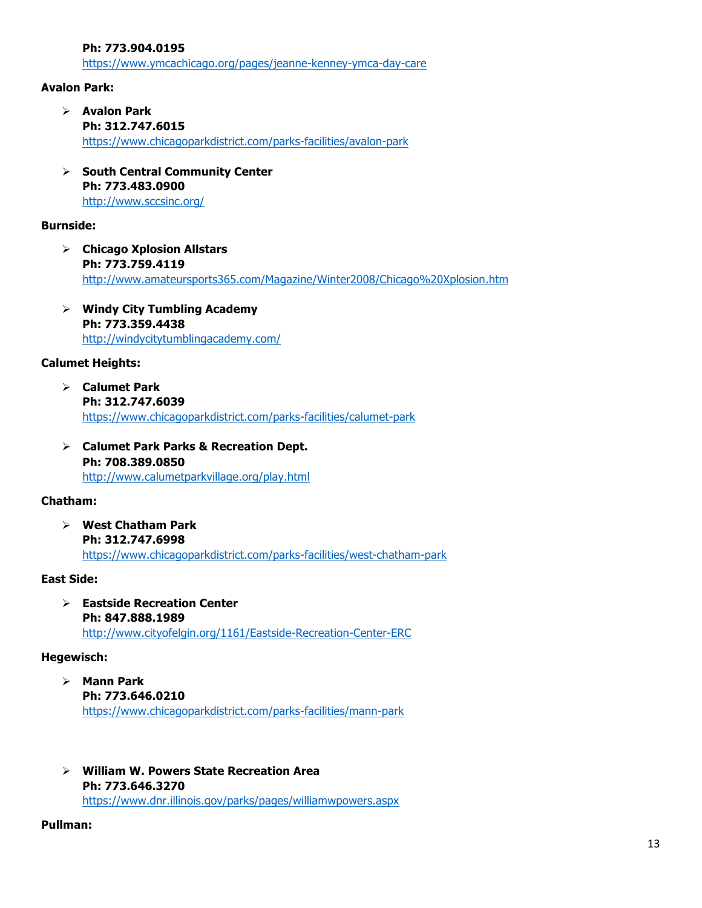**Ph: 773.904.0195**
https://www.ymcachicago.org/pages/jeanne-kenney-ymca-day-care

**Avalon Park:**

- **Avalon Park**
  **Ph: 312.747.6015**
  https://www.chicagoparkdistrict.com/parks-facilities/avalon-park

- **South Central Community Center**
  **Ph: 773.483.0900**
  http://www.sccsinc.org/

**Burnside:**

- **Chicago Xplosion Allstars**
  **Ph: 773.759.4119**
  http://www.amateursports365.com/Magazine/Winter2008/Chicago%20Xplosion.htm

- **Windy City Tumbling Academy**
  **Ph: 773.359.4438**
  http://windycitytumblingacademy.com/

**Calumet Heights:**

- **Calumet Park**
  **Ph: 312.747.6039**
  https://www.chicagoparkdistrict.com/parks-facilities/calumet-park

- **Calumet Park Parks & Recreation Dept.**
  **Ph: 708.389.0850**
  http://www.calumetparkvillage.org/play.html

**Chatham:**

- **West Chatham Park**
  **Ph: 312.747.6998**
  https://www.chicagoparkdistrict.com/parks-facilities/west-chatham-park

**East Side:**

- **Eastside Recreation Center**
  **Ph: 847.888.1989**
  http://www.cityofelgin.org/1161/Eastside-Recreation-Center-ERC

**Hegewisch:**

- **Mann Park**
  **Ph: 773.646.0210**
  https://www.chicagoparkdistrict.com/parks-facilities/mann-park

- **William W. Powers State Recreation Area**
  **Ph: 773.646.3270**
  https://www.dnr.illinois.gov/parks/pages/williamwpowers.aspx

**Pullman:**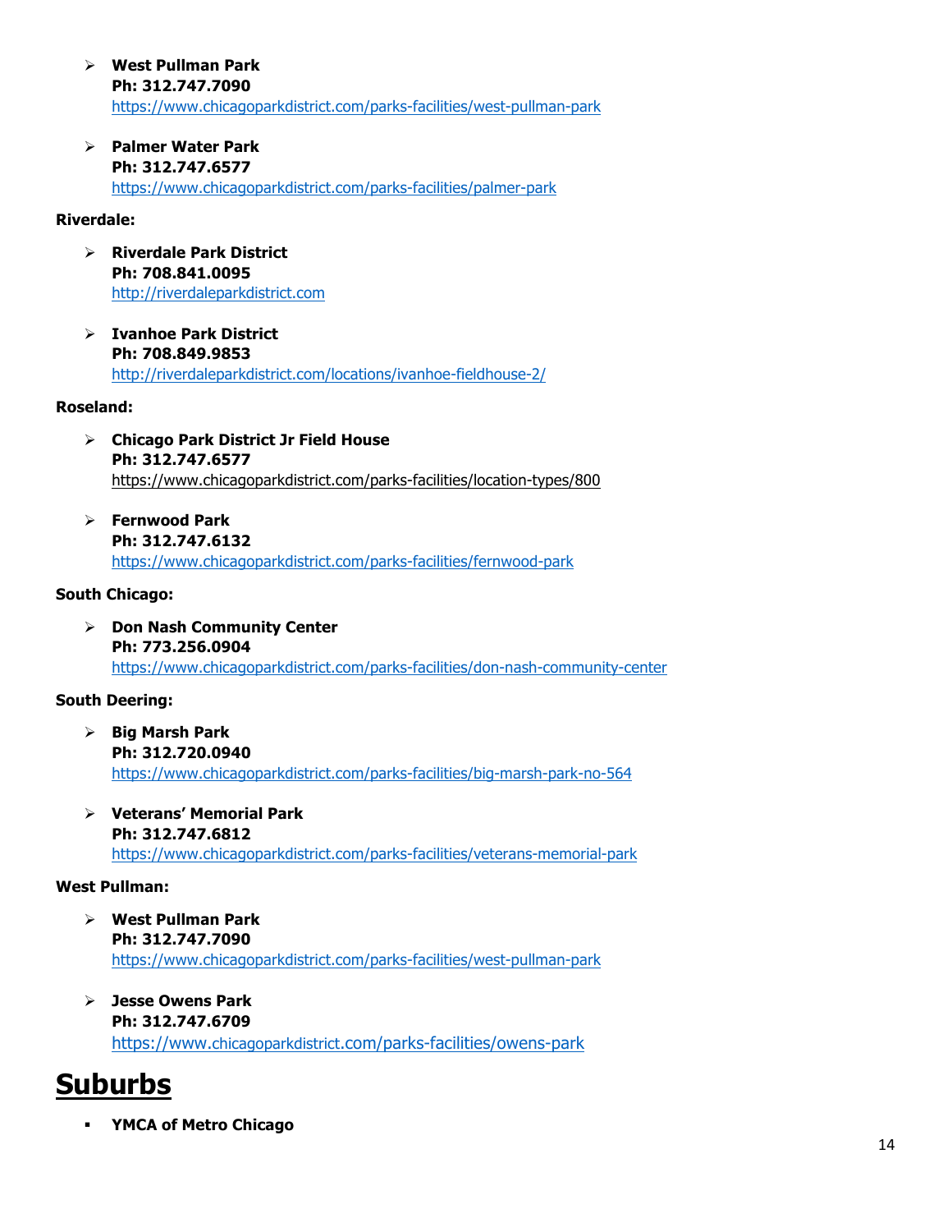- **West Pullman Park**
  **Ph: 312.747.7090**
  https://www.chicagoparkdistrict.com/parks-facilities/west-pullman-park

- **Palmer Water Park**
  **Ph: 312.747.6577**
  https://www.chicagoparkdistrict.com/parks-facilities/palmer-park

**Riverdale:**

- **Riverdale Park District**
  **Ph: 708.841.0095**
  http://riverdaleparkdistrict.com

- **Ivanhoe Park District**
  **Ph: 708.849.9853**
  http://riverdaleparkdistrict.com/locations/ivanhoe-fieldhouse-2/

**Roseland:**

- **Chicago Park District Jr Field House**
  **Ph: 312.747.6577**
  https://www.chicagoparkdistrict.com/parks-facilities/location-types/800

- **Fernwood Park**
  **Ph: 312.747.6132**
  https://www.chicagoparkdistrict.com/parks-facilities/fernwood-park

**South Chicago:**

- **Don Nash Community Center**
  **Ph: 773.256.0904**
  https://www.chicagoparkdistrict.com/parks-facilities/don-nash-community-center

**South Deering:**

- **Big Marsh Park**
  **Ph: 312.720.0940**
  https://www.chicagoparkdistrict.com/parks-facilities/big-marsh-park-no-564

- **Veterans' Memorial Park**
  **Ph: 312.747.6812**
  https://www.chicagoparkdistrict.com/parks-facilities/veterans-memorial-park

**West Pullman:**

- **West Pullman Park**
  **Ph: 312.747.7090**
  https://www.chicagoparkdistrict.com/parks-facilities/west-pullman-park

- **Jesse Owens Park**
  **Ph: 312.747.6709**
  https://www.chicagoparkdistrict.com/parks-facilities/owens-park

# Suburbs

- **YMCA of Metro Chicago**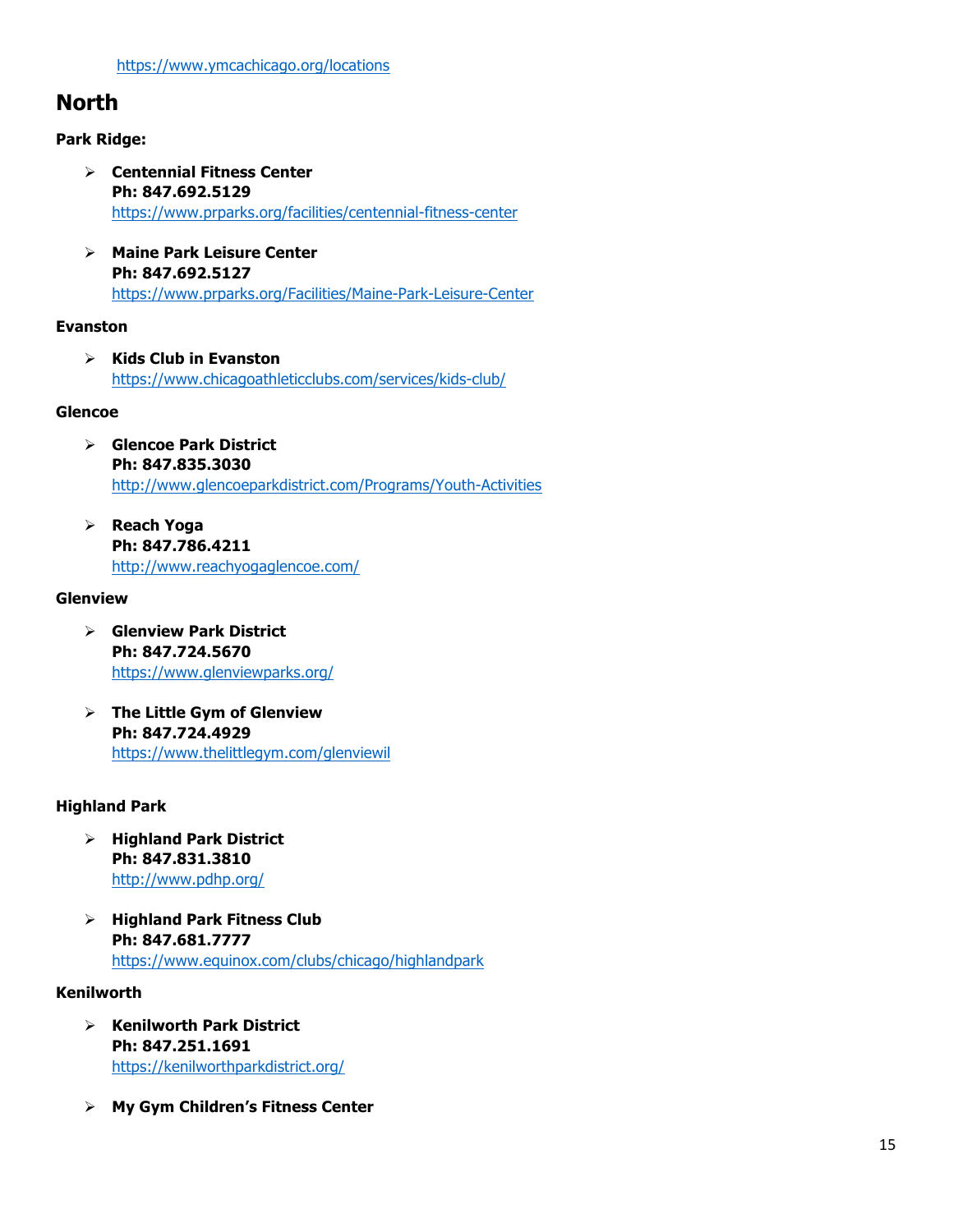https://www.ymcachicago.org/locations

## North

**Park Ridge:**

- **Centennial Fitness Center**
  **Ph: 847.692.5129**
  https://www.prparks.org/facilities/centennial-fitness-center

- **Maine Park Leisure Center**
  **Ph: 847.692.5127**
  https://www.prparks.org/Facilities/Maine-Park-Leisure-Center

**Evanston**

- **Kids Club in Evanston**
  https://www.chicagoathleticclubs.com/services/kids-club/

**Glencoe**

- **Glencoe Park District**
  **Ph: 847.835.3030**
  http://www.glencoeparkdistrict.com/Programs/Youth-Activities

- **Reach Yoga**
  **Ph: 847.786.4211**
  http://www.reachyogaglencoe.com/

**Glenview**

- **Glenview Park District**
  **Ph: 847.724.5670**
  https://www.glenviewparks.org/

- **The Little Gym of Glenview**
  **Ph: 847.724.4929**
  https://www.thelittlegym.com/glenviewil

**Highland Park**

- **Highland Park District**
  **Ph: 847.831.3810**
  http://www.pdhp.org/

- **Highland Park Fitness Club**
  **Ph: 847.681.7777**
  https://www.equinox.com/clubs/chicago/highlandpark

**Kenilworth**

- **Kenilworth Park District**
  **Ph: 847.251.1691**
  https://kenilworthparkdistrict.org/

- **My Gym Children's Fitness Center**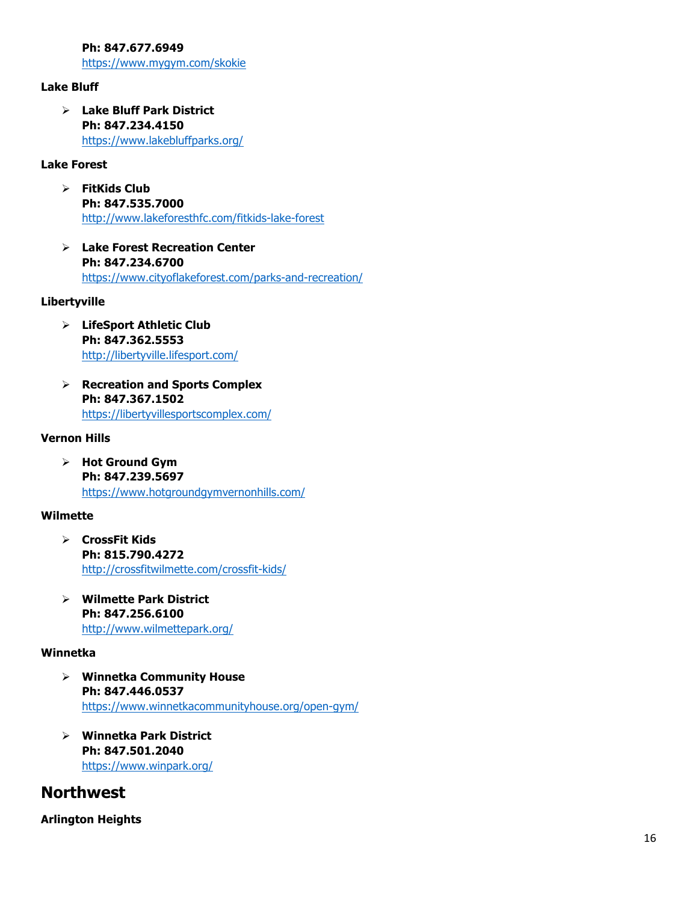**Ph: 847.677.6949**
https://www.mygym.com/skokie

**Lake Bluff**

- **Lake Bluff Park District**
  **Ph: 847.234.4150**
  https://www.lakebluffparks.org/

**Lake Forest**

- **FitKids Club**
  **Ph: 847.535.7000**
  http://www.lakeforesthfc.com/fitkids-lake-forest

- **Lake Forest Recreation Center**
  **Ph: 847.234.6700**
  https://www.cityoflakeforest.com/parks-and-recreation/

**Libertyville**

- **LifeSport Athletic Club**
  **Ph: 847.362.5553**
  http://libertyville.lifesport.com/

- **Recreation and Sports Complex**
  **Ph: 847.367.1502**
  https://libertyvillesportscomplex.com/

**Vernon Hills**

- **Hot Ground Gym**
  **Ph: 847.239.5697**
  https://www.hotgroundgymvernonhills.com/

**Wilmette**

- **CrossFit Kids**
  **Ph: 815.790.4272**
  http://crossfitwilmette.com/crossfit-kids/

- **Wilmette Park District**
  **Ph: 847.256.6100**
  http://www.wilmettepark.org/

**Winnetka**

- **Winnetka Community House**
  **Ph: 847.446.0537**
  https://www.winnetkacommunityhouse.org/open-gym/

- **Winnetka Park District**
  **Ph: 847.501.2040**
  https://www.winpark.org/

## Northwest

**Arlington Heights**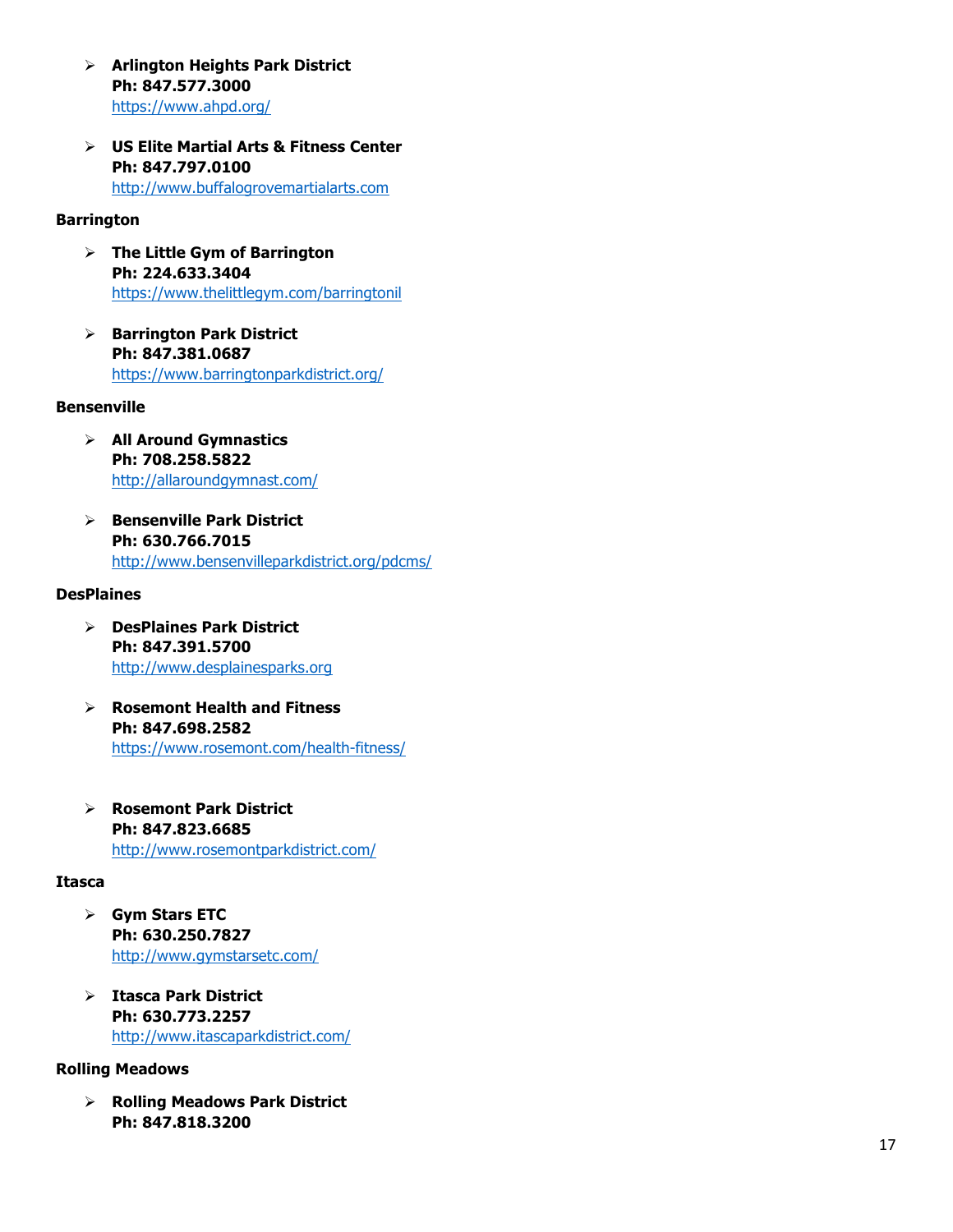- **Arlington Heights Park District**
  **Ph: 847.577.3000**
  https://www.ahpd.org/

- **US Elite Martial Arts & Fitness Center**
  **Ph: 847.797.0100**
  http://www.buffalogrovemartialarts.com

**Barrington**

- **The Little Gym of Barrington**
  **Ph: 224.633.3404**
  https://www.thelittlegym.com/barringtonil

- **Barrington Park District**
  **Ph: 847.381.0687**
  https://www.barringtonparkdistrict.org/

**Bensenville**

- **All Around Gymnastics**
  **Ph: 708.258.5822**
  http://allaroundgymnast.com/

- **Bensenville Park District**
  **Ph: 630.766.7015**
  http://www.bensenvilleparkdistrict.org/pdcms/

**DesPlaines**

- **DesPlaines Park District**
  **Ph: 847.391.5700**
  http://www.desplainesparks.org

- **Rosemont Health and Fitness**
  **Ph: 847.698.2582**
  https://www.rosemont.com/health-fitness/

- **Rosemont Park District**
  **Ph: 847.823.6685**
  http://www.rosemontparkdistrict.com/

**Itasca**

- **Gym Stars ETC**
  **Ph: 630.250.7827**
  http://www.gymstarsetc.com/

- **Itasca Park District**
  **Ph: 630.773.2257**
  http://www.itascaparkdistrict.com/

**Rolling Meadows**

- **Rolling Meadows Park District**
  **Ph: 847.818.3200**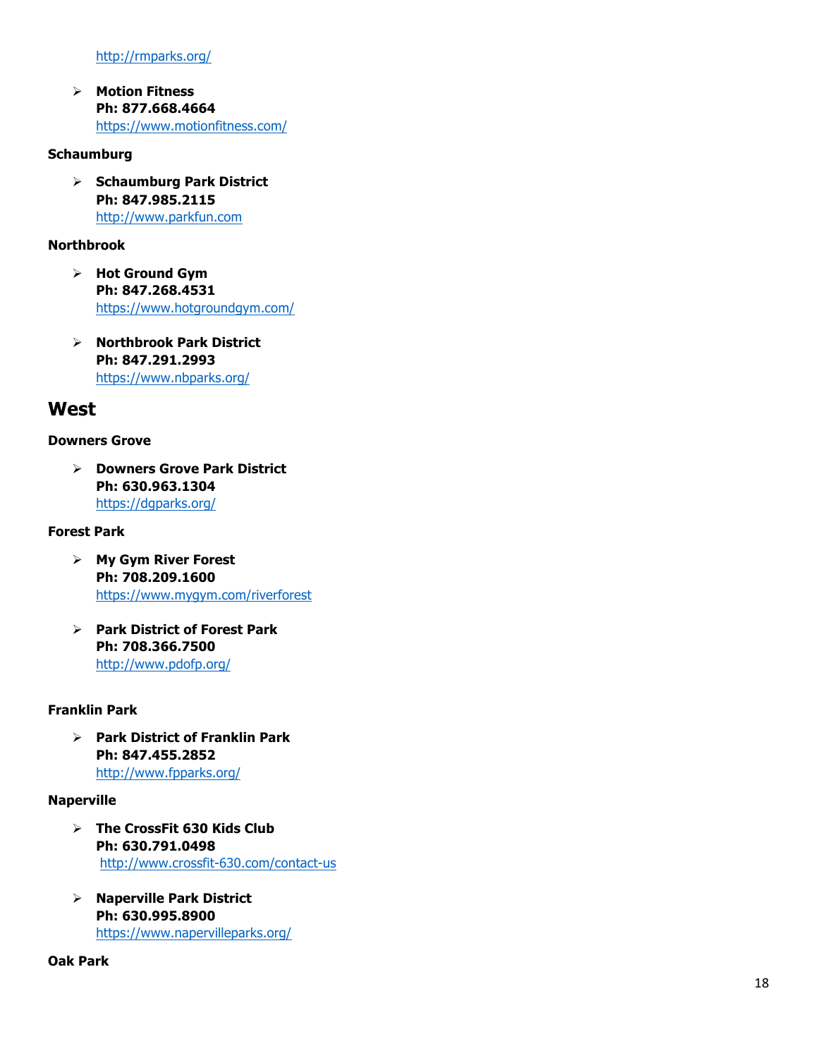http://rmparks.org/

- **Motion Fitness**
  **Ph: 877.668.4664**
  https://www.motionfitness.com/

**Schaumburg**

- **Schaumburg Park District**
  **Ph: 847.985.2115**
  http://www.parkfun.com

**Northbrook**

- **Hot Ground Gym**
  **Ph: 847.268.4531**
  https://www.hotgroundgym.com/

- **Northbrook Park District**
  **Ph: 847.291.2993**
  https://www.nbparks.org/

## West

**Downers Grove**

- **Downers Grove Park District**
  **Ph: 630.963.1304**
  https://dgparks.org/

**Forest Park**

- **My Gym River Forest**
  **Ph: 708.209.1600**
  https://www.mygym.com/riverforest

- **Park District of Forest Park**
  **Ph: 708.366.7500**
  http://www.pdofp.org/

**Franklin Park**

- **Park District of Franklin Park**
  **Ph: 847.455.2852**
  http://www.fpparks.org/

**Naperville**

- **The CrossFit 630 Kids Club**
  **Ph: 630.791.0498**
  http://www.crossfit-630.com/contact-us

- **Naperville Park District**
  **Ph: 630.995.8900**
  https://www.napervilleparks.org/

**Oak Park**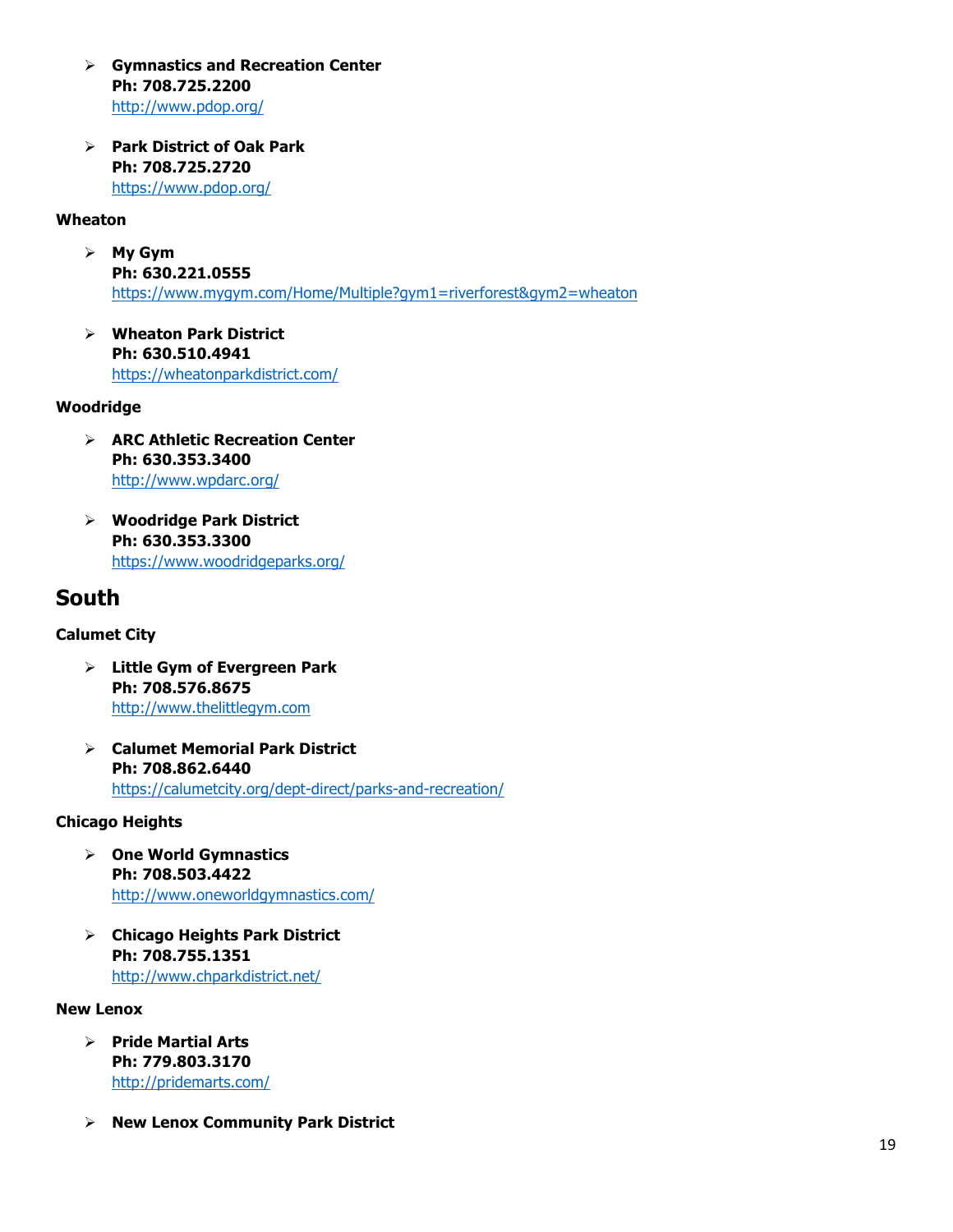- **Gymnastics and Recreation Center**
  **Ph: 708.725.2200**
  http://www.pdop.org/

- **Park District of Oak Park**
  **Ph: 708.725.2720**
  https://www.pdop.org/

**Wheaton**

- **My Gym**
  **Ph: 630.221.0555**
  https://www.mygym.com/Home/Multiple?gym1=riverforest&gym2=wheaton

- **Wheaton Park District**
  **Ph: 630.510.4941**
  https://wheatonparkdistrict.com/

**Woodridge**

- **ARC Athletic Recreation Center**
  **Ph: 630.353.3400**
  http://www.wpdarc.org/

- **Woodridge Park District**
  **Ph: 630.353.3300**
  https://www.woodridgeparks.org/

## South

**Calumet City**

- **Little Gym of Evergreen Park**
  **Ph: 708.576.8675**
  http://www.thelittlegym.com

- **Calumet Memorial Park District**
  **Ph: 708.862.6440**
  https://calumetcity.org/dept-direct/parks-and-recreation/

**Chicago Heights**

- **One World Gymnastics**
  **Ph: 708.503.4422**
  http://www.oneworldgymnastics.com/

- **Chicago Heights Park District**
  **Ph: 708.755.1351**
  http://www.chparkdistrict.net/

**New Lenox**

- **Pride Martial Arts**
  **Ph: 779.803.3170**
  http://pridemarts.com/

- **New Lenox Community Park District**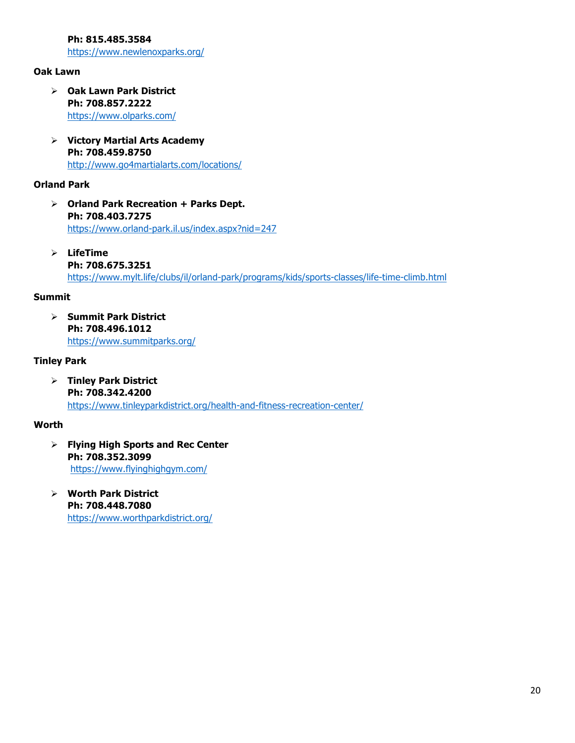**Ph: 815.485.3584**
https://www.newlenoxparks.org/

**Oak Lawn**

- **Oak Lawn Park District**
  **Ph: 708.857.2222**
  https://www.olparks.com/

- **Victory Martial Arts Academy**
  **Ph: 708.459.8750**
  http://www.go4martialarts.com/locations/

**Orland Park**

- **Orland Park Recreation + Parks Dept.**
  **Ph: 708.403.7275**
  https://www.orland-park.il.us/index.aspx?nid=247

- **LifeTime**
  **Ph: 708.675.3251**
  https://www.mylt.life/clubs/il/orland-park/programs/kids/sports-classes/life-time-climb.html

**Summit**

- **Summit Park District**
  **Ph: 708.496.1012**
  https://www.summitparks.org/

**Tinley Park**

- **Tinley Park District**
  **Ph: 708.342.4200**
  https://www.tinleyparkdistrict.org/health-and-fitness-recreation-center/

**Worth**

- **Flying High Sports and Rec Center**
  **Ph: 708.352.3099**
  https://www.flyinghighgym.com/

- **Worth Park District**
  **Ph: 708.448.7080**
  https://www.worthparkdistrict.org/